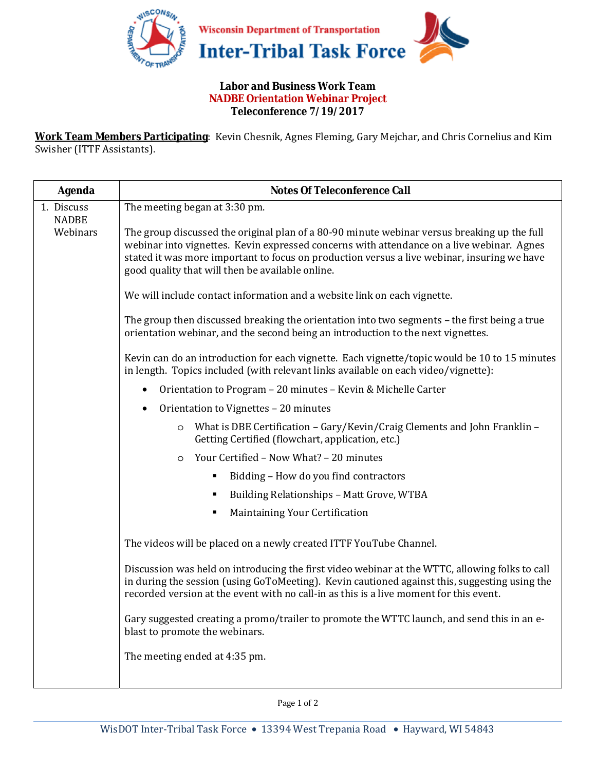# Wisconsin Department of Transportation
# Inter-Tribal Task Force

### Labor and Business Work Team
### NADBE Orientation Webinar Project
### Teleconference 7/19/2017

**Work Team Members Participating**: Kevin Chesnik, Agnes Fleming, Gary Mejchar, and Chris Cornelius and Kim Swisher (ITTF Assistants).

| Agenda | Notes Of Teleconference Call |
|---|---|
| 1. Discuss NADBE Webinars | The meeting began at 3:30 pm.<br><br>The group discussed the original plan of a 80-90 minute webinar versus breaking up the full webinar into vignettes. Kevin expressed concerns with attendance on a live webinar. Agnes stated it was more important to focus on production versus a live webinar, insuring we have good quality that will then be available online.<br><br>We will include contact information and a website link on each vignette.<br><br>The group then discussed breaking the orientation into two segments – the first being a true orientation webinar, and the second being an introduction to the next vignettes.<br><br>Kevin can do an introduction for each vignette. Each vignette/topic would be 10 to 15 minutes in length. Topics included (with relevant links available on each video/vignette):<br>• Orientation to Program – 20 minutes – Kevin & Michelle Carter<br>• Orientation to Vignettes – 20 minutes<br>&nbsp;&nbsp;&nbsp;&nbsp;○ What is DBE Certification – Gary/Kevin/Craig Clements and John Franklin – Getting Certified (flowchart, application, etc.)<br>&nbsp;&nbsp;&nbsp;&nbsp;○ Your Certified – Now What? – 20 minutes<br>&nbsp;&nbsp;&nbsp;&nbsp;&nbsp;&nbsp;&nbsp;&nbsp;▪ Bidding – How do you find contractors<br>&nbsp;&nbsp;&nbsp;&nbsp;&nbsp;&nbsp;&nbsp;&nbsp;▪ Building Relationships – Matt Grove, WTBA<br>&nbsp;&nbsp;&nbsp;&nbsp;&nbsp;&nbsp;&nbsp;&nbsp;▪ Maintaining Your Certification<br><br>The videos will be placed on a newly created ITTF YouTube Channel.<br><br>Discussion was held on introducing the first video webinar at the WTTC, allowing folks to call in during the session (using GoToMeeting). Kevin cautioned against this, suggesting using the recorded version at the event with no call-in as this is a live moment for this event.<br><br>Gary suggested creating a promo/trailer to promote the WTTC launch, and send this in an e-blast to promote the webinars.<br><br>The meeting ended at 4:35 pm. |

WisDOT Inter-Tribal Task Force • 13394 West Trepania Road • Hayward, WI 54843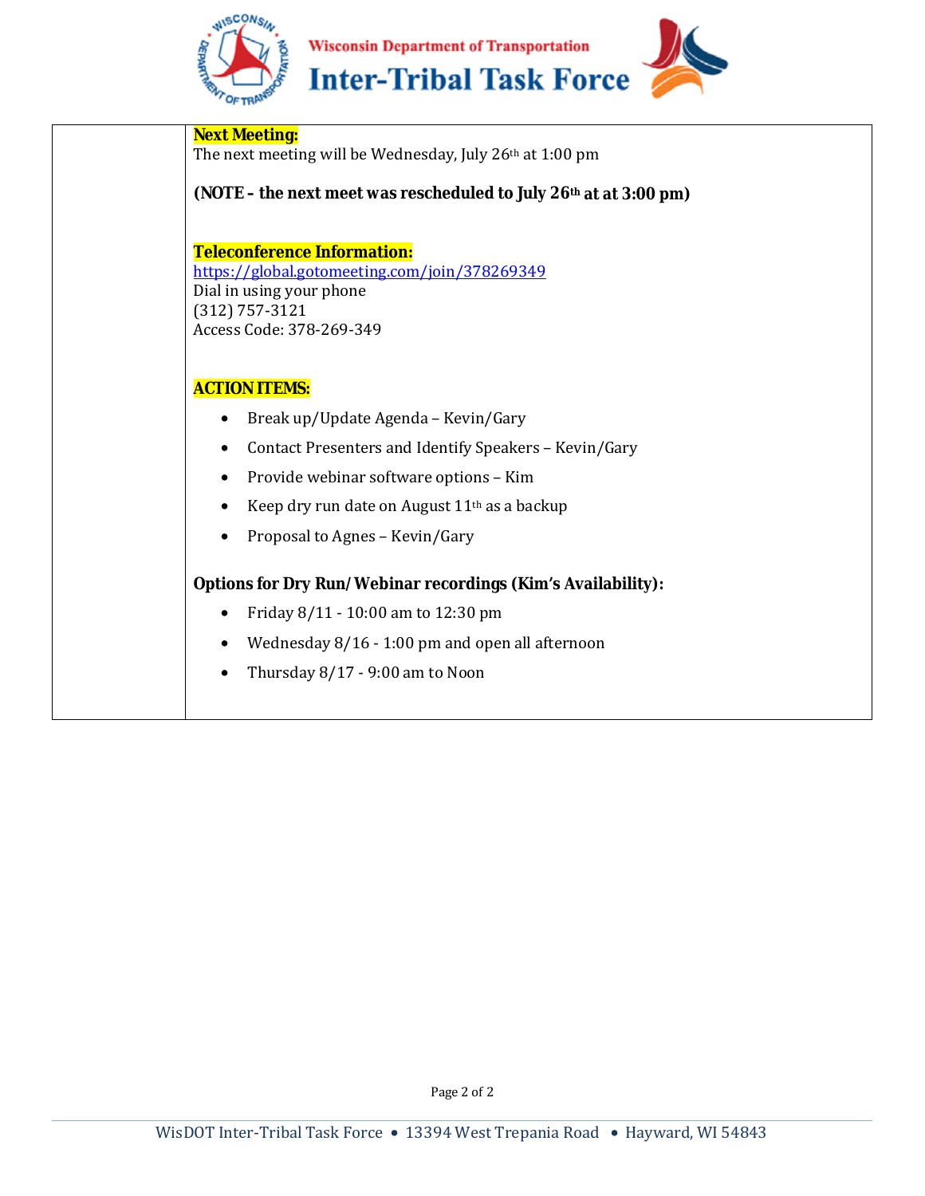**Next Meeting:**
The next meeting will be Wednesday, July 26th at 1:00 pm

**(NOTE – the next meet was rescheduled to July 26th at at 3:00 pm)**

**Teleconference Information:**
https://global.gotomeeting.com/join/378269349
Dial in using your phone
(312) 757-3121
Access Code: 378-269-349

**ACTION ITEMS:**

- Break up/Update Agenda – Kevin/Gary
- Contact Presenters and Identify Speakers – Kevin/Gary
- Provide webinar software options – Kim
- Keep dry run date on August 11th as a backup
- Proposal to Agnes – Kevin/Gary

**Options for Dry Run/ Webinar recordings (Kim's Availability):**

- Friday 8/11 - 10:00 am to 12:30 pm
- Wednesday 8/16 - 1:00 pm and open all afternoon
- Thursday 8/17 - 9:00 am to Noon